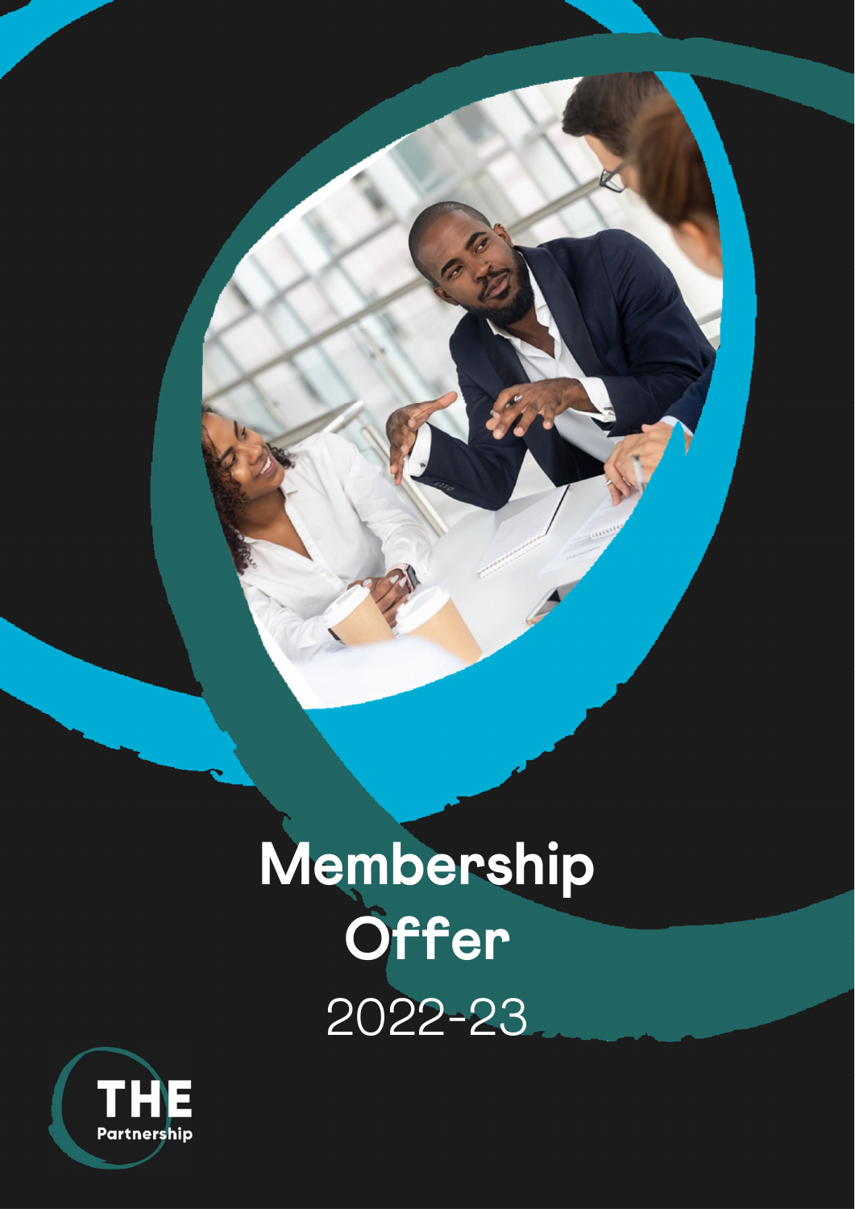# Membership Offer

2022-23

THE Partnership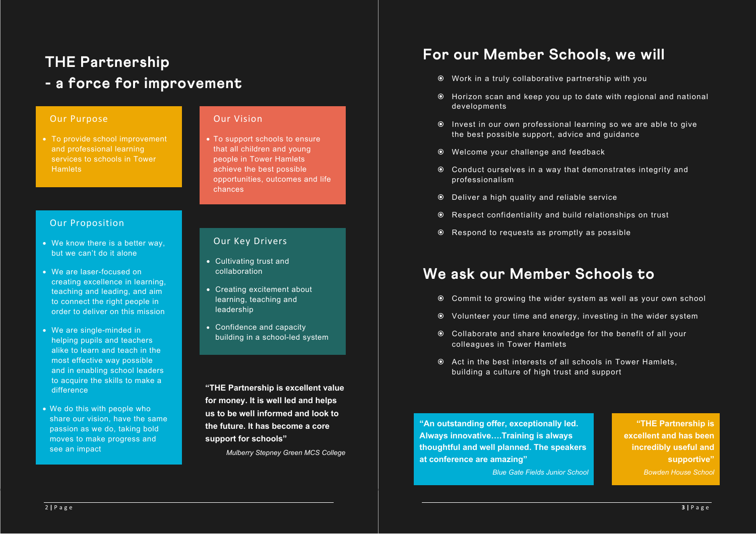# THE Partnership - a force for improvement

## Our Purpose

- To provide school improvement and professional learning services to schools in Tower Hamlets

## Our Vision

- To support schools to ensure that all children and young people in Tower Hamlets achieve the best possible opportunities, outcomes and life chances

## Our Proposition

- We know there is a better way, but we can't do it alone
- We are laser-focused on creating excellence in learning, teaching and leading, and aim to connect the right people in order to deliver on this mission
- We are single-minded in helping pupils and teachers alike to learn and teach in the most effective way possible and in enabling school leaders to acquire the skills to make a difference
- We do this with people who share our vision, have the same passion as we do, taking bold moves to make progress and see an impact

## Our Key Drivers

- Cultivating trust and collaboration
- Creating excitement about learning, teaching and leadership
- Confidence and capacity building in a school-led system

**"THE Partnership is excellent value for money. It is well led and helps us to be well informed and look to the future. It has become a core support for schools"**

*Mulberry Stepney Green MCS College*

# For our Member Schools, we will

- Work in a truly collaborative partnership with you
- Horizon scan and keep you up to date with regional and national developments
- Invest in our own professional learning so we are able to give the best possible support, advice and guidance
- Welcome your challenge and feedback
- Conduct ourselves in a way that demonstrates integrity and professionalism
- Deliver a high quality and reliable service
- Respect confidentiality and build relationships on trust
- Respond to requests as promptly as possible

# We ask our Member Schools to

- Commit to growing the wider system as well as your own school
- Volunteer your time and energy, investing in the wider system
- Collaborate and share knowledge for the benefit of all your colleagues in Tower Hamlets
- Act in the best interests of all schools in Tower Hamlets, building a culture of high trust and support

**"An outstanding offer, exceptionally led. Always innovative….Training is always thoughtful and well planned. The speakers at conference are amazing"**

*Blue Gate Fields Junior School*

**"THE Partnership is excellent and has been incredibly useful and supportive"**

*Bowden House School*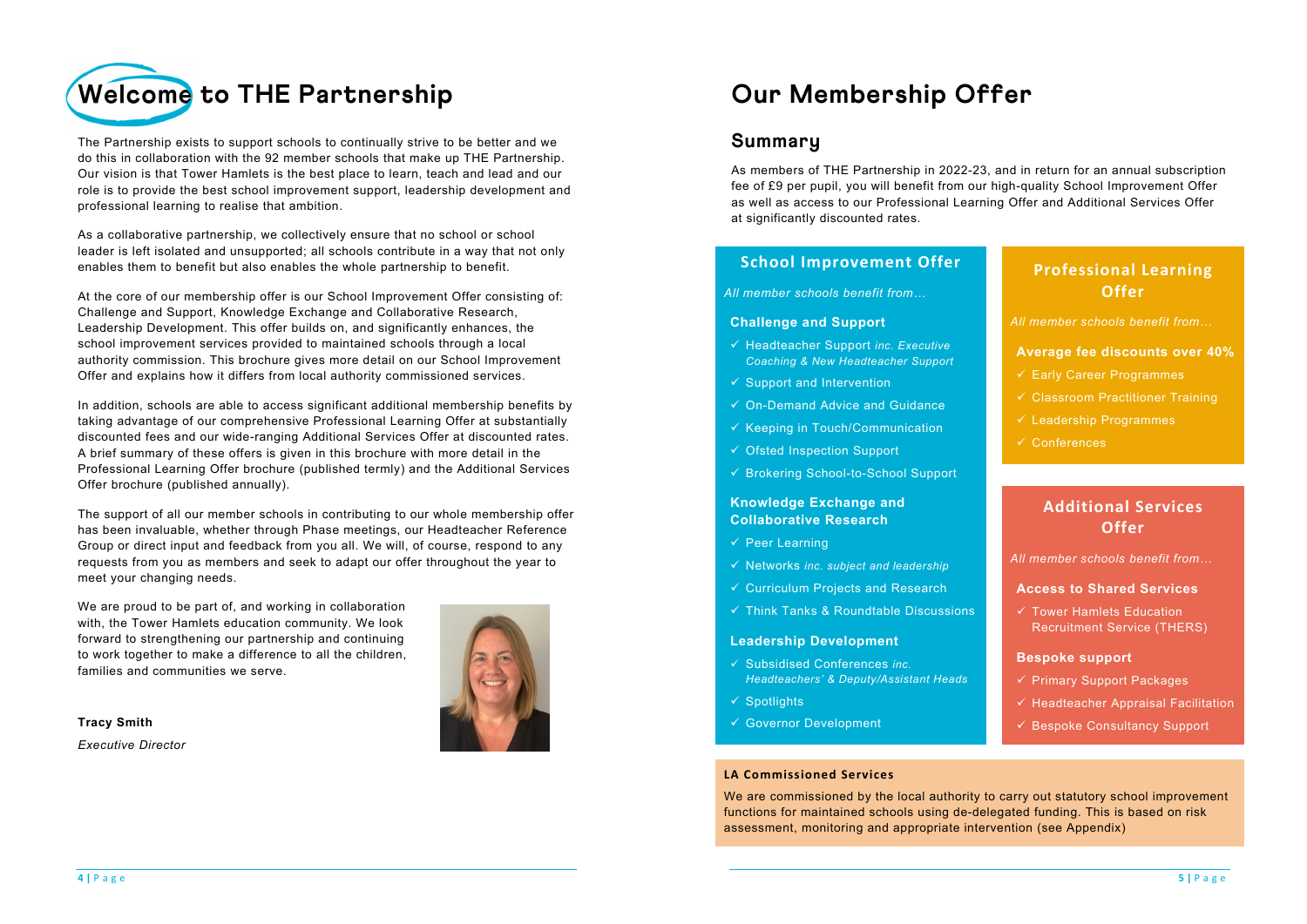# Welcome to THE Partnership

The Partnership exists to support schools to continually strive to be better and we do this in collaboration with the 92 member schools that make up THE Partnership. Our vision is that Tower Hamlets is the best place to learn, teach and lead and our role is to provide the best school improvement support, leadership development and professional learning to realise that ambition.

As a collaborative partnership, we collectively ensure that no school or school leader is left isolated and unsupported; all schools contribute in a way that not only enables them to benefit but also enables the whole partnership to benefit.

At the core of our membership offer is our School Improvement Offer consisting of: Challenge and Support, Knowledge Exchange and Collaborative Research, Leadership Development. This offer builds on, and significantly enhances, the school improvement services provided to maintained schools through a local authority commission. This brochure gives more detail on our School Improvement Offer and explains how it differs from local authority commissioned services.

In addition, schools are able to access significant additional membership benefits by taking advantage of our comprehensive Professional Learning Offer at substantially discounted fees and our wide-ranging Additional Services Offer at discounted rates. A brief summary of these offers is given in this brochure with more detail in the Professional Learning Offer brochure (published termly) and the Additional Services Offer brochure (published annually).

The support of all our member schools in contributing to our whole membership offer has been invaluable, whether through Phase meetings, our Headteacher Reference Group or direct input and feedback from you all. We will, of course, respond to any requests from you as members and seek to adapt our offer throughout the year to meet your changing needs.

We are proud to be part of, and working in collaboration with, the Tower Hamlets education community. We look forward to strengthening our partnership and continuing to work together to make a difference to all the children, families and communities we serve.

**Tracy Smith**

*Executive Director*

# Our Membership Offer

## Summary

As members of THE Partnership in 2022-23, and in return for an annual subscription fee of £9 per pupil, you will benefit from our high-quality School Improvement Offer as well as access to our Professional Learning Offer and Additional Services Offer at significantly discounted rates.

### School Improvement Offer

*All member schools benefit from…*

**Challenge and Support**

- ✓ Headteacher Support *inc. Executive Coaching & New Headteacher Support*
- ✓ Support and Intervention
- ✓ On-Demand Advice and Guidance
- ✓ Keeping in Touch/Communication
- ✓ Ofsted Inspection Support
- ✓ Brokering School-to-School Support

**Knowledge Exchange and Collaborative Research**

- ✓ Peer Learning
- ✓ Networks *inc. subject and leadership*
- ✓ Curriculum Projects and Research
- ✓ Think Tanks & Roundtable Discussions

**Leadership Development**

- ✓ Subsidised Conferences *inc. Headteachers' & Deputy/Assistant Heads*
- ✓ Spotlights
- ✓ Governor Development

### Professional Learning Offer

*All member schools benefit from…*

**Average fee discounts over 40%**

- ✓ Early Career Programmes
- ✓ Classroom Practitioner Training
- ✓ Leadership Programmes
- ✓ Conferences

### Additional Services Offer

*All member schools benefit from…*

**Access to Shared Services**

- ✓ Tower Hamlets Education Recruitment Service (THERS)

**Bespoke support**

- ✓ Primary Support Packages
- ✓ Headteacher Appraisal Facilitation
- ✓ Bespoke Consultancy Support

**LA Commissioned Services**

We are commissioned by the local authority to carry out statutory school improvement functions for maintained schools using de-delegated funding. This is based on risk assessment, monitoring and appropriate intervention (see Appendix)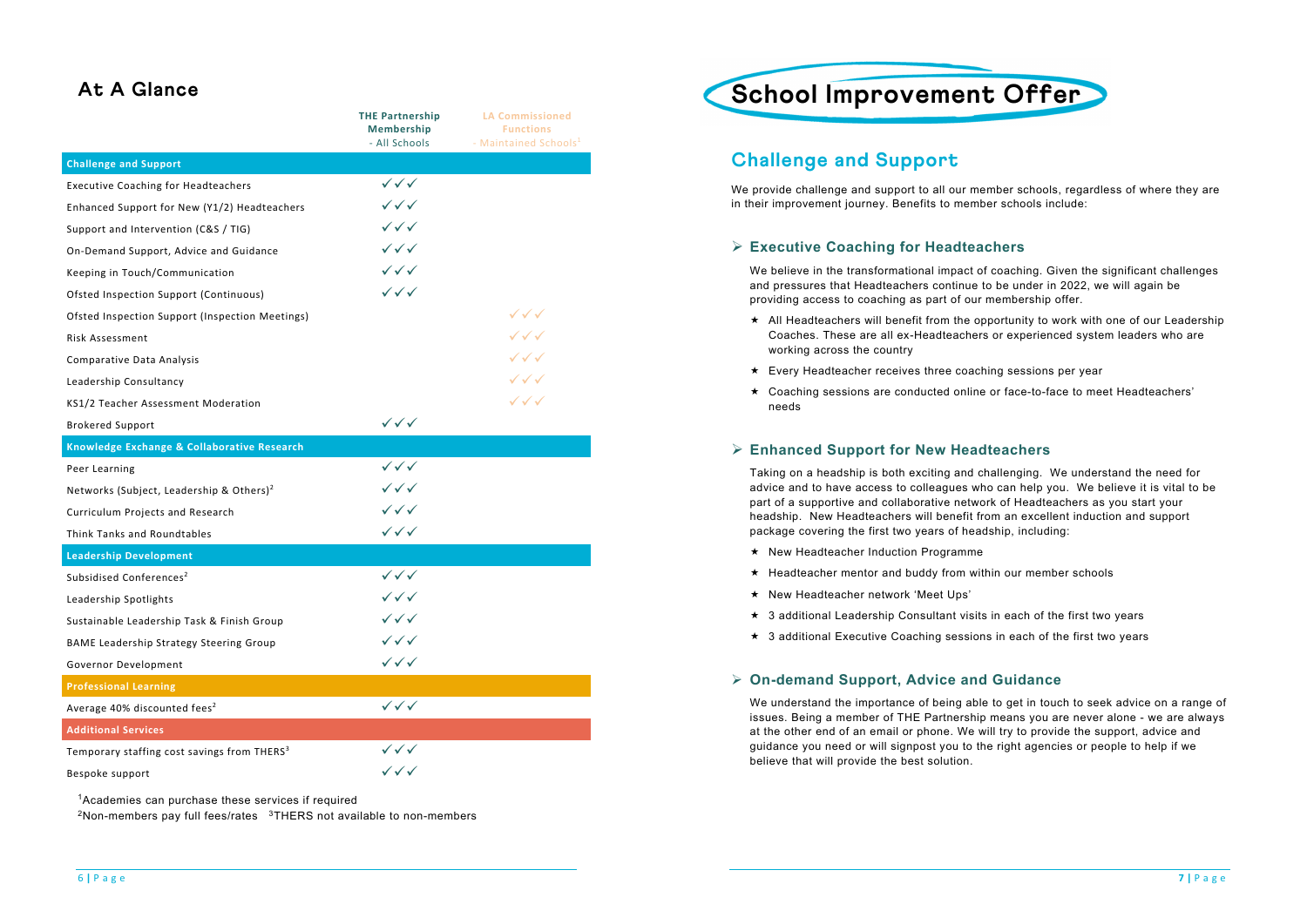## At A Glance

| | THE Partnership Membership - All Schools | LA Commissioned Functions - Maintained Schools[1] |
|---|---|---|
| **Challenge and Support** | | |
| Executive Coaching for Headteachers | ✓✓✓ | |
| Enhanced Support for New (Y1/2) Headteachers | ✓✓✓ | |
| Support and Intervention (C&S / TIG) | ✓✓✓ | |
| On-Demand Support, Advice and Guidance | ✓✓✓ | |
| Keeping in Touch/Communication | ✓✓✓ | |
| Ofsted Inspection Support (Continuous) | ✓✓✓ | |
| Ofsted Inspection Support (Inspection Meetings) | | ✓✓✓ |
| Risk Assessment | | ✓✓✓ |
| Comparative Data Analysis | | ✓✓✓ |
| Leadership Consultancy | | ✓✓✓ |
| KS1/2 Teacher Assessment Moderation | | ✓✓✓ |
| Brokered Support | ✓✓✓ | |
| **Knowledge Exchange & Collaborative Research** | | |
| Peer Learning | ✓✓✓ | |
| Networks (Subject, Leadership & Others)[2] | ✓✓✓ | |
| Curriculum Projects and Research | ✓✓✓ | |
| Think Tanks and Roundtables | ✓✓✓ | |
| **Leadership Development** | | |
| Subsidised Conferences[2] | ✓✓✓ | |
| Leadership Spotlights | ✓✓✓ | |
| Sustainable Leadership Task & Finish Group | ✓✓✓ | |
| BAME Leadership Strategy Steering Group | ✓✓✓ | |
| Governor Development | ✓✓✓ | |
| **Professional Learning** | | |
| Average 40% discounted fees[2] | ✓✓✓ | |
| **Additional Services** | | |
| Temporary staffing cost savings from THERS[3] | ✓✓✓ | |
| Bespoke support | ✓✓✓ | |

[1]Academies can purchase these services if required
[2]Non-members pay full fees/rates [3]THERS not available to non-members

# School Improvement Offer

## Challenge and Support

We provide challenge and support to all our member schools, regardless of where they are in their improvement journey. Benefits to member schools include:

### Executive Coaching for Headteachers

We believe in the transformational impact of coaching. Given the significant challenges and pressures that Headteachers continue to be under in 2022, we will again be providing access to coaching as part of our membership offer.

- All Headteachers will benefit from the opportunity to work with one of our Leadership Coaches. These are all ex-Headteachers or experienced system leaders who are working across the country
- Every Headteacher receives three coaching sessions per year
- Coaching sessions are conducted online or face-to-face to meet Headteachers' needs

### Enhanced Support for New Headteachers

Taking on a headship is both exciting and challenging. We understand the need for advice and to have access to colleagues who can help you. We believe it is vital to be part of a supportive and collaborative network of Headteachers as you start your headship. New Headteachers will benefit from an excellent induction and support package covering the first two years of headship, including:

- New Headteacher Induction Programme
- Headteacher mentor and buddy from within our member schools
- New Headteacher network 'Meet Ups'
- 3 additional Leadership Consultant visits in each of the first two years
- 3 additional Executive Coaching sessions in each of the first two years

### On-demand Support, Advice and Guidance

We understand the importance of being able to get in touch to seek advice on a range of issues. Being a member of THE Partnership means you are never alone - we are always at the other end of an email or phone. We will try to provide the support, advice and guidance you need or will signpost you to the right agencies or people to help if we believe that will provide the best solution.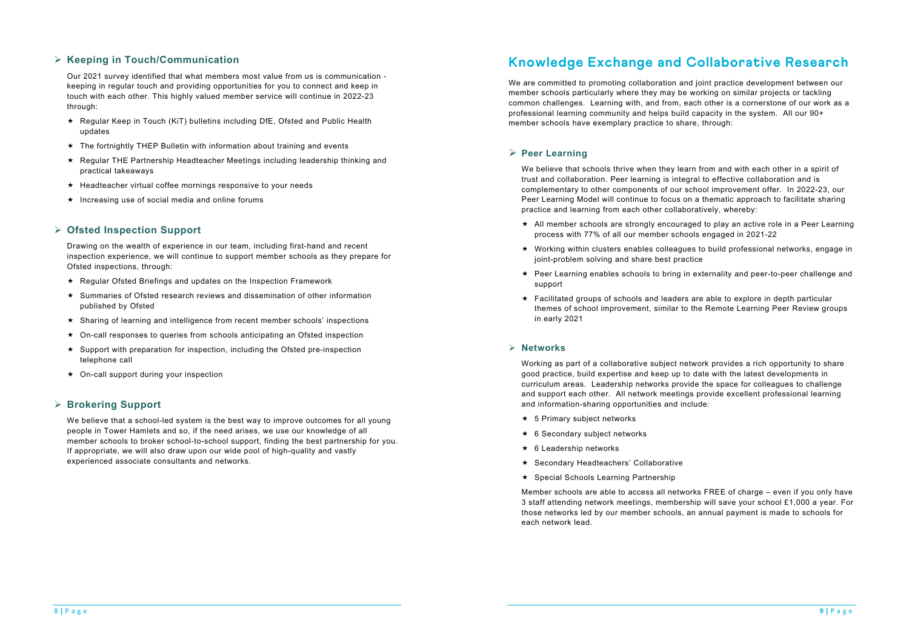### Keeping in Touch/Communication

Our 2021 survey identified that what members most value from us is communication - keeping in regular touch and providing opportunities for you to connect and keep in touch with each other. This highly valued member service will continue in 2022-23 through:

- Regular Keep in Touch (KiT) bulletins including DfE, Ofsted and Public Health updates
- The fortnightly THEP Bulletin with information about training and events
- Regular THE Partnership Headteacher Meetings including leadership thinking and practical takeaways
- Headteacher virtual coffee mornings responsive to your needs
- Increasing use of social media and online forums

### Ofsted Inspection Support

Drawing on the wealth of experience in our team, including first-hand and recent inspection experience, we will continue to support member schools as they prepare for Ofsted inspections, through:

- Regular Ofsted Briefings and updates on the Inspection Framework
- Summaries of Ofsted research reviews and dissemination of other information published by Ofsted
- Sharing of learning and intelligence from recent member schools' inspections
- On-call responses to queries from schools anticipating an Ofsted inspection
- Support with preparation for inspection, including the Ofsted pre-inspection telephone call
- On-call support during your inspection

### Brokering Support

We believe that a school-led system is the best way to improve outcomes for all young people in Tower Hamlets and so, if the need arises, we use our knowledge of all member schools to broker school-to-school support, finding the best partnership for you. If appropriate, we will also draw upon our wide pool of high-quality and vastly experienced associate consultants and networks.

## Knowledge Exchange and Collaborative Research

We are committed to promoting collaboration and joint practice development between our member schools particularly where they may be working on similar projects or tackling common challenges. Learning with, and from, each other is a cornerstone of our work as a professional learning community and helps build capacity in the system. All our 90+ member schools have exemplary practice to share, through:

### Peer Learning

We believe that schools thrive when they learn from and with each other in a spirit of trust and collaboration. Peer learning is integral to effective collaboration and is complementary to other components of our school improvement offer. In 2022-23, our Peer Learning Model will continue to focus on a thematic approach to facilitate sharing practice and learning from each other collaboratively, whereby:

- All member schools are strongly encouraged to play an active role in a Peer Learning process with 77% of all our member schools engaged in 2021-22
- Working within clusters enables colleagues to build professional networks, engage in joint-problem solving and share best practice
- Peer Learning enables schools to bring in externality and peer-to-peer challenge and support
- Facilitated groups of schools and leaders are able to explore in depth particular themes of school improvement, similar to the Remote Learning Peer Review groups in early 2021

### Networks

Working as part of a collaborative subject network provides a rich opportunity to share good practice, build expertise and keep up to date with the latest developments in curriculum areas. Leadership networks provide the space for colleagues to challenge and support each other. All network meetings provide excellent professional learning and information-sharing opportunities and include:

- 5 Primary subject networks
- 6 Secondary subject networks
- 6 Leadership networks
- Secondary Headteachers' Collaborative
- Special Schools Learning Partnership

Member schools are able to access all networks FREE of charge – even if you only have 3 staff attending network meetings, membership will save your school £1,000 a year. For those networks led by our member schools, an annual payment is made to schools for each network lead.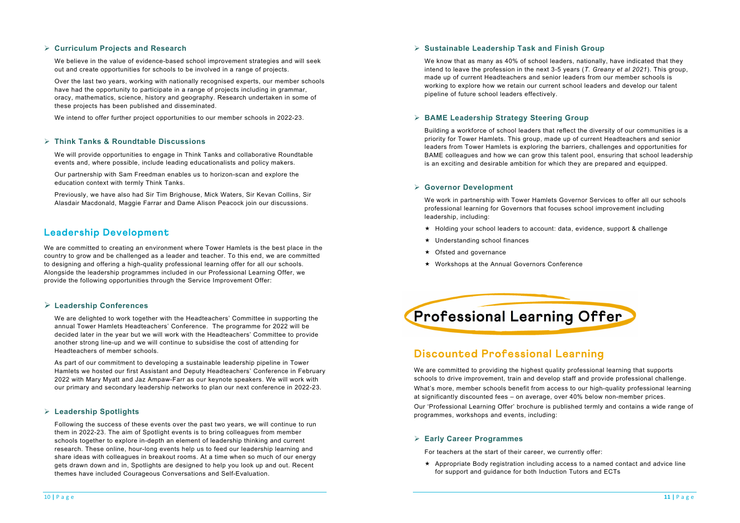### Curriculum Projects and Research

We believe in the value of evidence-based school improvement strategies and will seek out and create opportunities for schools to be involved in a range of projects.

Over the last two years, working with nationally recognised experts, our member schools have had the opportunity to participate in a range of projects including in grammar, oracy, mathematics, science, history and geography. Research undertaken in some of these projects has been published and disseminated.

We intend to offer further project opportunities to our member schools in 2022-23.

### Think Tanks & Roundtable Discussions

We will provide opportunities to engage in Think Tanks and collaborative Roundtable events and, where possible, include leading educationalists and policy makers.

Our partnership with Sam Freedman enables us to horizon-scan and explore the education context with termly Think Tanks.

Previously, we have also had Sir Tim Brighouse, Mick Waters, Sir Kevan Collins, Sir Alasdair Macdonald, Maggie Farrar and Dame Alison Peacock join our discussions.

## Leadership Development

We are committed to creating an environment where Tower Hamlets is the best place in the country to grow and be challenged as a leader and teacher. To this end, we are committed to designing and offering a high-quality professional learning offer for all our schools. Alongside the leadership programmes included in our Professional Learning Offer, we provide the following opportunities through the Service Improvement Offer:

### Leadership Conferences

We are delighted to work together with the Headteachers' Committee in supporting the annual Tower Hamlets Headteachers' Conference. The programme for 2022 will be decided later in the year but we will work with the Headteachers' Committee to provide another strong line-up and we will continue to subsidise the cost of attending for Headteachers of member schools.

As part of our commitment to developing a sustainable leadership pipeline in Tower Hamlets we hosted our first Assistant and Deputy Headteachers' Conference in February 2022 with Mary Myatt and Jaz Ampaw-Farr as our keynote speakers. We will work with our primary and secondary leadership networks to plan our next conference in 2022-23.

### Leadership Spotlights

Following the success of these events over the past two years, we will continue to run them in 2022-23. The aim of Spotlight events is to bring colleagues from member schools together to explore in-depth an element of leadership thinking and current research. These online, hour-long events help us to feed our leadership learning and share ideas with colleagues in breakout rooms. At a time when so much of our energy gets drawn down and in, Spotlights are designed to help you look up and out. Recent themes have included Courageous Conversations and Self-Evaluation.

### Sustainable Leadership Task and Finish Group

We know that as many as 40% of school leaders, nationally, have indicated that they intend to leave the profession in the next 3-5 years (*T. Greany et al 2021*). This group, made up of current Headteachers and senior leaders from our member schools is working to explore how we retain our current school leaders and develop our talent pipeline of future school leaders effectively.

### BAME Leadership Strategy Steering Group

Building a workforce of school leaders that reflect the diversity of our communities is a priority for Tower Hamlets. This group, made up of current Headteachers and senior leaders from Tower Hamlets is exploring the barriers, challenges and opportunities for BAME colleagues and how we can grow this talent pool, ensuring that school leadership is an exciting and desirable ambition for which they are prepared and equipped.

### Governor Development

We work in partnership with Tower Hamlets Governor Services to offer all our schools professional learning for Governors that focuses school improvement including leadership, including:

- Holding your school leaders to account: data, evidence, support & challenge
- Understanding school finances
- Ofsted and governance
- Workshops at the Annual Governors Conference

# Professional Learning Offer

## Discounted Professional Learning

We are committed to providing the highest quality professional learning that supports schools to drive improvement, train and develop staff and provide professional challenge.

What's more, member schools benefit from access to our high-quality professional learning at significantly discounted fees – on average, over 40% below non-member prices.

Our 'Professional Learning Offer' brochure is published termly and contains a wide range of programmes, workshops and events, including:

### Early Career Programmes

For teachers at the start of their career, we currently offer:

- Appropriate Body registration including access to a named contact and advice line for support and guidance for both Induction Tutors and ECTs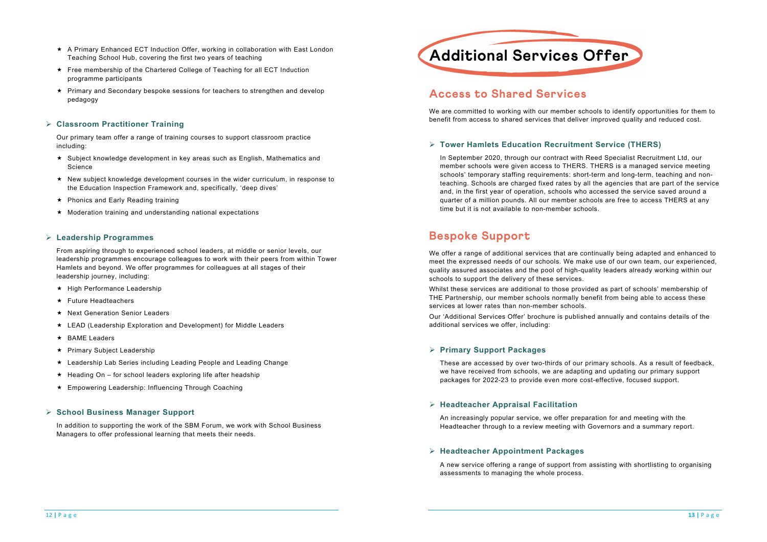- ★ A Primary Enhanced ECT Induction Offer, working in collaboration with East London Teaching School Hub, covering the first two years of teaching
- ★ Free membership of the Chartered College of Teaching for all ECT Induction programme participants
- ★ Primary and Secondary bespoke sessions for teachers to strengthen and develop pedagogy

### ➢ Classroom Practitioner Training

Our primary team offer a range of training courses to support classroom practice including:

- ★ Subject knowledge development in key areas such as English, Mathematics and Science
- ★ New subject knowledge development courses in the wider curriculum, in response to the Education Inspection Framework and, specifically, 'deep dives'
- ★ Phonics and Early Reading training
- ★ Moderation training and understanding national expectations

### ➢ Leadership Programmes

From aspiring through to experienced school leaders, at middle or senior levels, our leadership programmes encourage colleagues to work with their peers from within Tower Hamlets and beyond. We offer programmes for colleagues at all stages of their leadership journey, including:

- ★ High Performance Leadership
- ★ Future Headteachers
- ★ Next Generation Senior Leaders
- ★ LEAD (Leadership Exploration and Development) for Middle Leaders
- ★ BAME Leaders
- ★ Primary Subject Leadership
- ★ Leadership Lab Series including Leading People and Leading Change
- ★ Heading On – for school leaders exploring life after headship
- ★ Empowering Leadership: Influencing Through Coaching

### ➢ School Business Manager Support

In addition to supporting the work of the SBM Forum, we work with School Business Managers to offer professional learning that meets their needs.

# Additional Services Offer

## Access to Shared Services

We are committed to working with our member schools to identify opportunities for them to benefit from access to shared services that deliver improved quality and reduced cost.

### ➢ Tower Hamlets Education Recruitment Service (THERS)

In September 2020, through our contract with Reed Specialist Recruitment Ltd, our member schools were given access to THERS. THERS is a managed service meeting schools' temporary staffing requirements: short-term and long-term, teaching and non-teaching. Schools are charged fixed rates by all the agencies that are part of the service and, in the first year of operation, schools who accessed the service saved around a quarter of a million pounds. All our member schools are free to access THERS at any time but it is not available to non-member schools.

## Bespoke Support

We offer a range of additional services that are continually being adapted and enhanced to meet the expressed needs of our schools. We make use of our own team, our experienced, quality assured associates and the pool of high-quality leaders already working within our schools to support the delivery of these services.

Whilst these services are additional to those provided as part of schools' membership of THE Partnership, our member schools normally benefit from being able to access these services at lower rates than non-member schools.

Our 'Additional Services Offer' brochure is published annually and contains details of the additional services we offer, including:

### ➢ Primary Support Packages

These are accessed by over two-thirds of our primary schools. As a result of feedback, we have received from schools, we are adapting and updating our primary support packages for 2022-23 to provide even more cost-effective, focused support.

### ➢ Headteacher Appraisal Facilitation

An increasingly popular service, we offer preparation for and meeting with the Headteacher through to a review meeting with Governors and a summary report.

### ➢ Headteacher Appointment Packages

A new service offering a range of support from assisting with shortlisting to organising assessments to managing the whole process.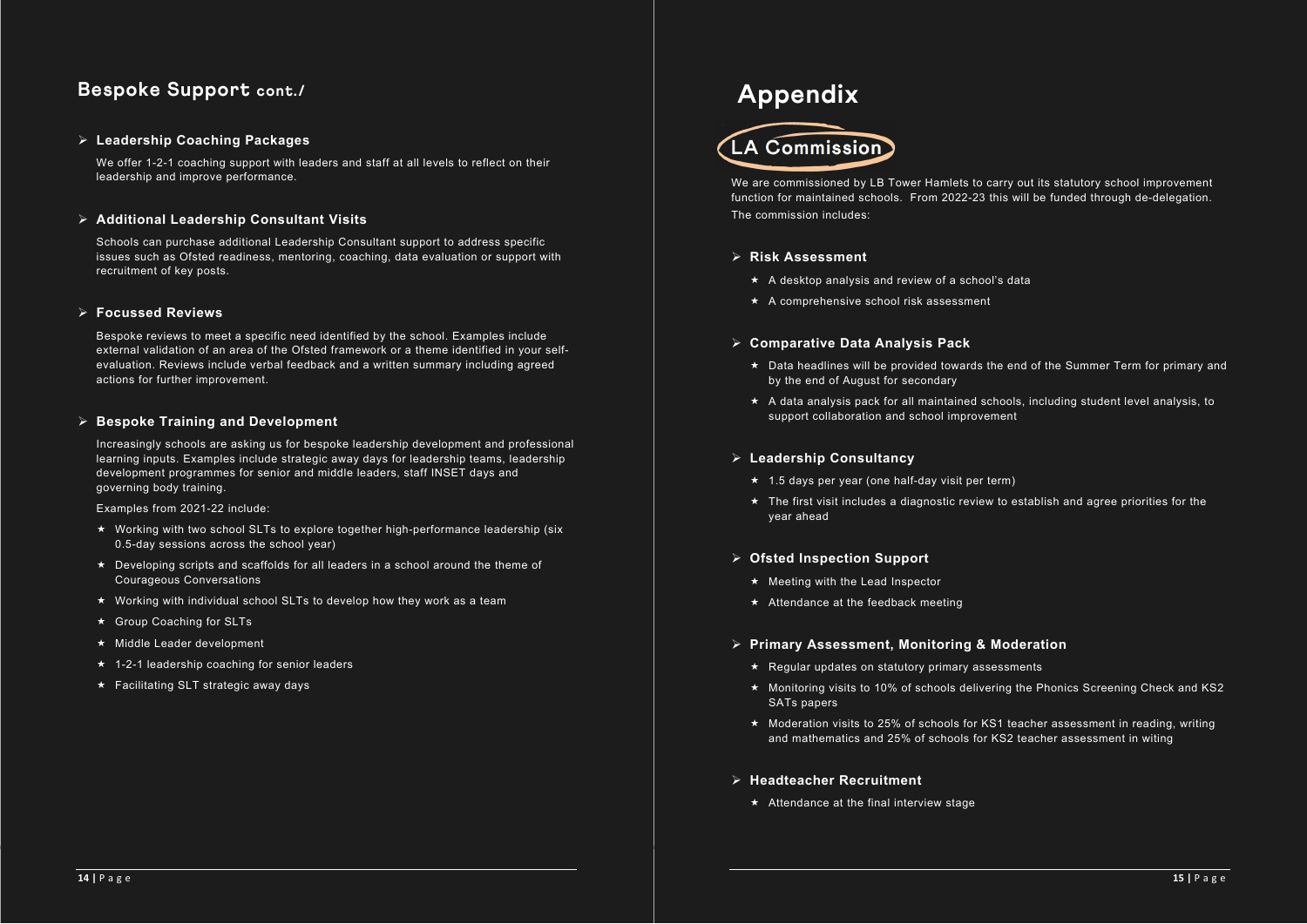## Bespoke Support cont./

### Leadership Coaching Packages

We offer 1-2-1 coaching support with leaders and staff at all levels to reflect on their leadership and improve performance.

### Additional Leadership Consultant Visits

Schools can purchase additional Leadership Consultant support to address specific issues such as Ofsted readiness, mentoring, coaching, data evaluation or support with recruitment of key posts.

### Focussed Reviews

Bespoke reviews to meet a specific need identified by the school. Examples include external validation of an area of the Ofsted framework or a theme identified in your self-evaluation. Reviews include verbal feedback and a written summary including agreed actions for further improvement.

### Bespoke Training and Development

Increasingly schools are asking us for bespoke leadership development and professional learning inputs. Examples include strategic away days for leadership teams, leadership development programmes for senior and middle leaders, staff INSET days and governing body training.

Examples from 2021-22 include:

- Working with two school SLTs to explore together high-performance leadership (six 0.5-day sessions across the school year)
- Developing scripts and scaffolds for all leaders in a school around the theme of Courageous Conversations
- Working with individual school SLTs to develop how they work as a team
- Group Coaching for SLTs
- Middle Leader development
- 1-2-1 leadership coaching for senior leaders
- Facilitating SLT strategic away days

# Appendix

## LA Commission

We are commissioned by LB Tower Hamlets to carry out its statutory school improvement function for maintained schools. From 2022-23 this will be funded through de-delegation. The commission includes:

### Risk Assessment

- A desktop analysis and review of a school's data
- A comprehensive school risk assessment

### Comparative Data Analysis Pack

- Data headlines will be provided towards the end of the Summer Term for primary and by the end of August for secondary
- A data analysis pack for all maintained schools, including student level analysis, to support collaboration and school improvement

### Leadership Consultancy

- 1.5 days per year (one half-day visit per term)
- The first visit includes a diagnostic review to establish and agree priorities for the year ahead

### Ofsted Inspection Support

- Meeting with the Lead Inspector
- Attendance at the feedback meeting

### Primary Assessment, Monitoring & Moderation

- Regular updates on statutory primary assessments
- Monitoring visits to 10% of schools delivering the Phonics Screening Check and KS2 SATs papers
- Moderation visits to 25% of schools for KS1 teacher assessment in reading, writing and mathematics and 25% of schools for KS2 teacher assessment in witing

### Headteacher Recruitment

- Attendance at the final interview stage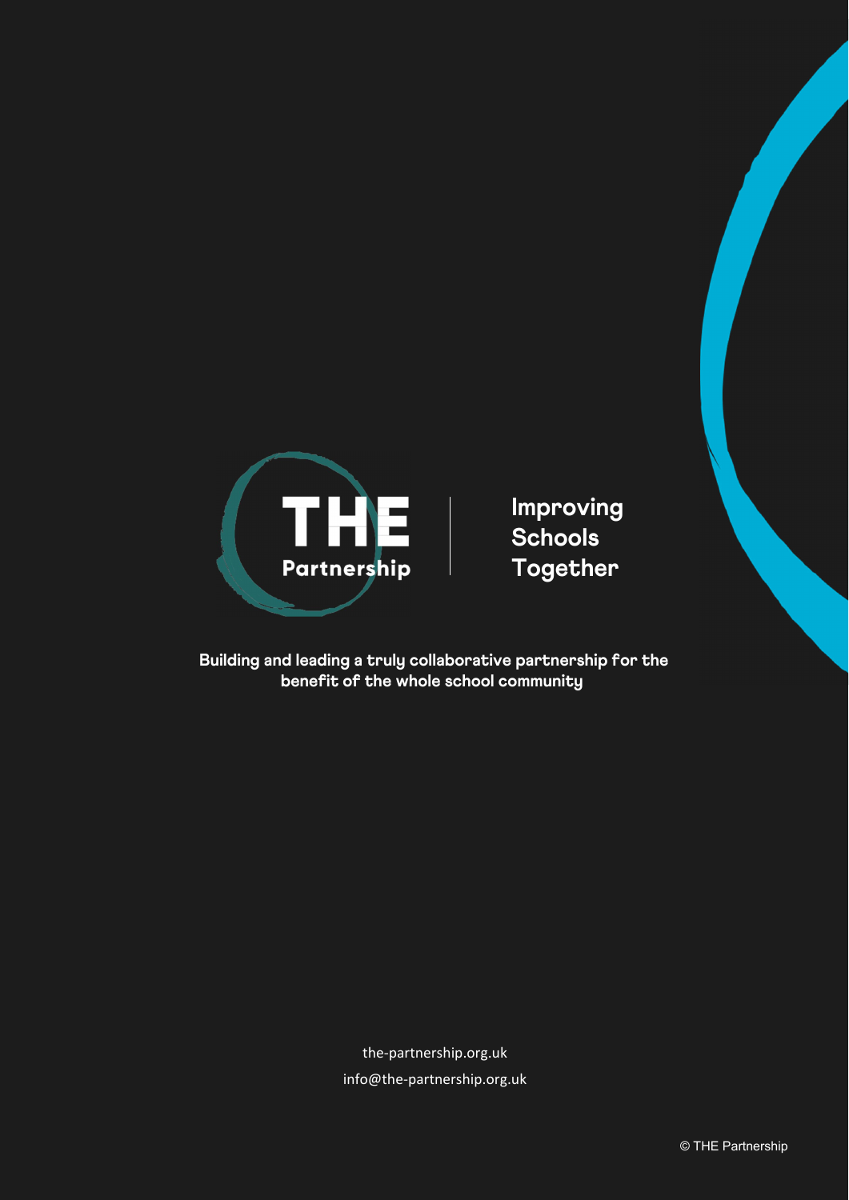THE Partnership

Improving Schools Together

**Building and leading a truly collaborative partnership for the benefit of the whole school community**

the-partnership.org.uk

info@the-partnership.org.uk

© THE Partnership